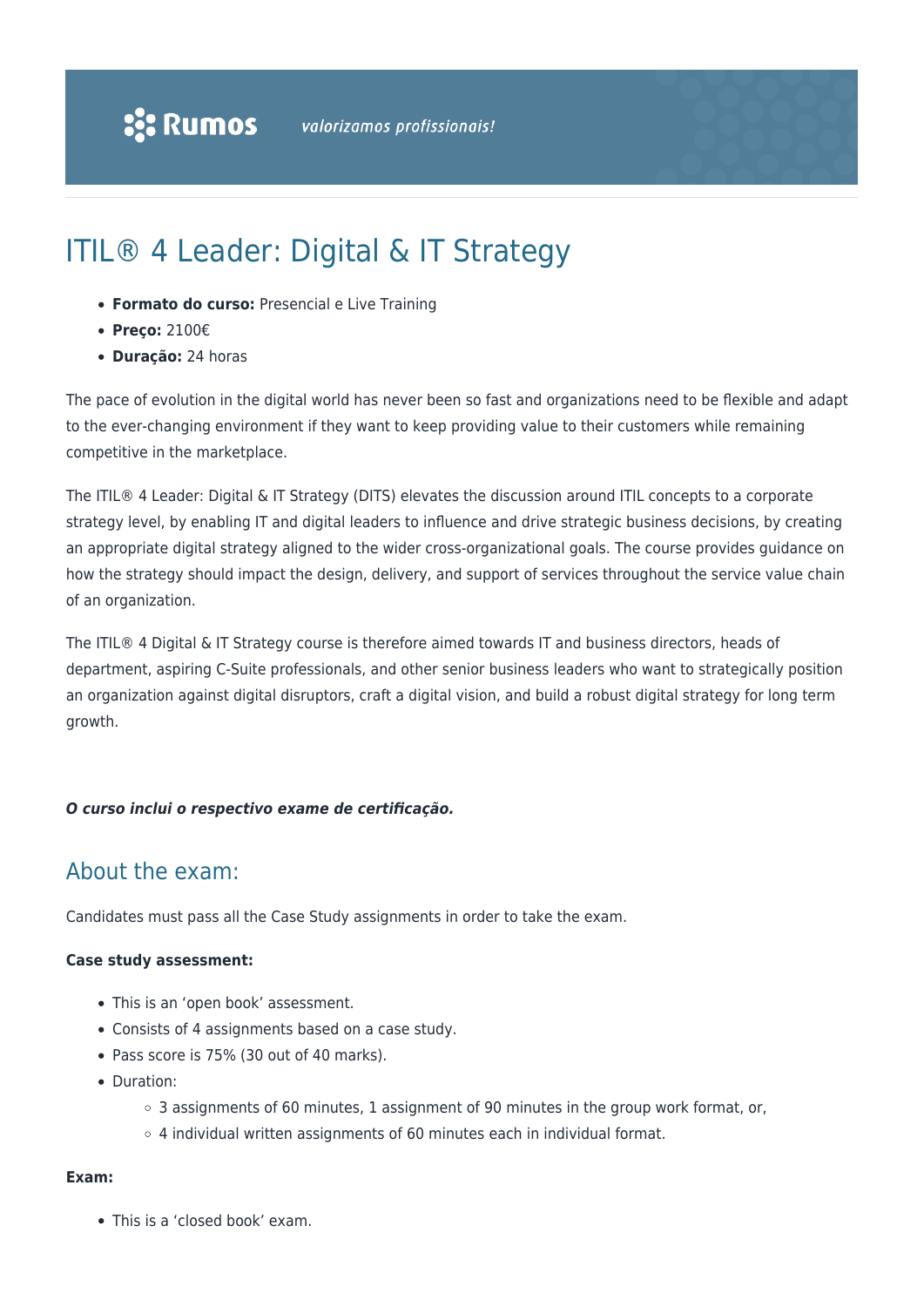# ITIL® 4 Leader: Digital & IT Strategy

- **Formato do curso:** Presencial e Live Training
- **Preço:** 2100€
- **Duração:** 24 horas

The pace of evolution in the digital world has never been so fast and organizations need to be flexible and adapt to the ever-changing environment if they want to keep providing value to their customers while remaining competitive in the marketplace.

The ITIL® 4 Leader: Digital & IT Strategy (DITS) elevates the discussion around ITIL concepts to a corporate strategy level, by enabling IT and digital leaders to influence and drive strategic business decisions, by creating an appropriate digital strategy aligned to the wider cross-organizational goals. The course provides guidance on how the strategy should impact the design, delivery, and support of services throughout the service value chain of an organization.

The ITIL® 4 Digital & IT Strategy course is therefore aimed towards IT and business directors, heads of department, aspiring C-Suite professionals, and other senior business leaders who want to strategically position an organization against digital disruptors, craft a digital vision, and build a robust digital strategy for long term growth.

***O curso inclui o respectivo exame de certificação.***

## About the exam:

Candidates must pass all the Case Study assignments in order to take the exam.

**Case study assessment:**

- This is an 'open book' assessment.
- Consists of 4 assignments based on a case study.
- Pass score is 75% (30 out of 40 marks).
- Duration:
  - 3 assignments of 60 minutes, 1 assignment of 90 minutes in the group work format, or,
  - 4 individual written assignments of 60 minutes each in individual format.

**Exam:**

- This is a 'closed book' exam.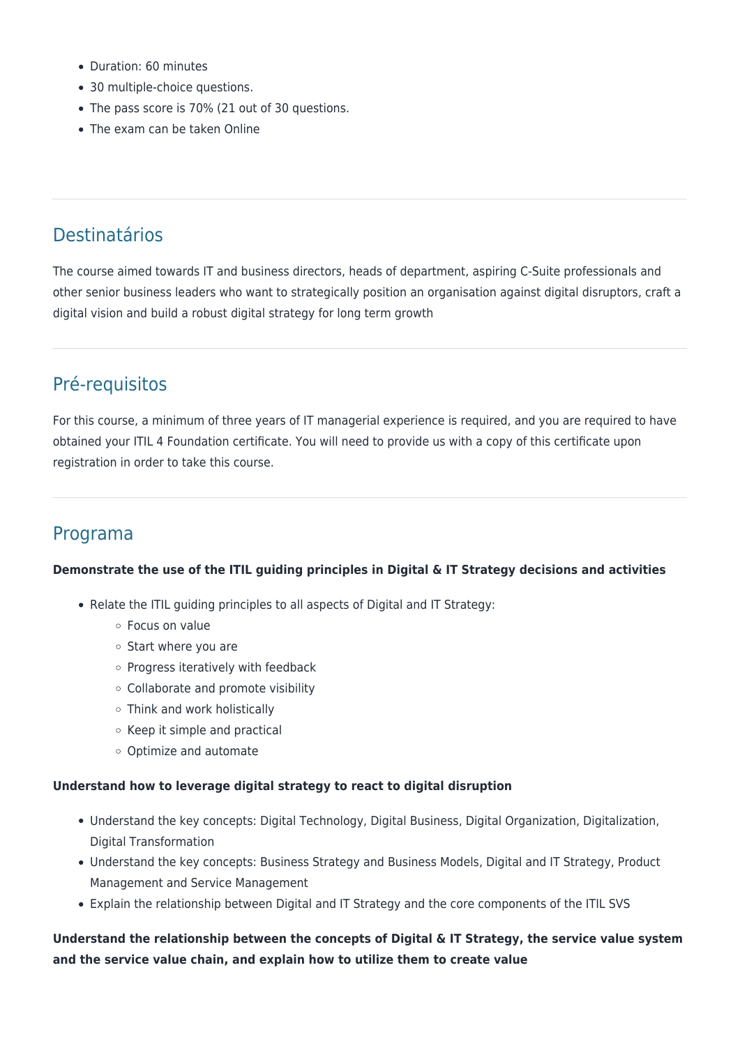- Duration: 60 minutes
- 30 multiple-choice questions.
- The pass score is 70% (21 out of 30 questions.
- The exam can be taken Online

## Destinatários

The course aimed towards IT and business directors, heads of department, aspiring C-Suite professionals and other senior business leaders who want to strategically position an organisation against digital disruptors, craft a digital vision and build a robust digital strategy for long term growth

## Pré-requisitos

For this course, a minimum of three years of IT managerial experience is required, and you are required to have obtained your ITIL 4 Foundation certificate. You will need to provide us with a copy of this certificate upon registration in order to take this course.

## Programa

**Demonstrate the use of the ITIL guiding principles in Digital & IT Strategy decisions and activities**

- Relate the ITIL guiding principles to all aspects of Digital and IT Strategy:
  - Focus on value
  - Start where you are
  - Progress iteratively with feedback
  - Collaborate and promote visibility
  - Think and work holistically
  - Keep it simple and practical
  - Optimize and automate

**Understand how to leverage digital strategy to react to digital disruption**

- Understand the key concepts: Digital Technology, Digital Business, Digital Organization, Digitalization, Digital Transformation
- Understand the key concepts: Business Strategy and Business Models, Digital and IT Strategy, Product Management and Service Management
- Explain the relationship between Digital and IT Strategy and the core components of the ITIL SVS

**Understand the relationship between the concepts of Digital & IT Strategy, the service value system and the service value chain, and explain how to utilize them to create value**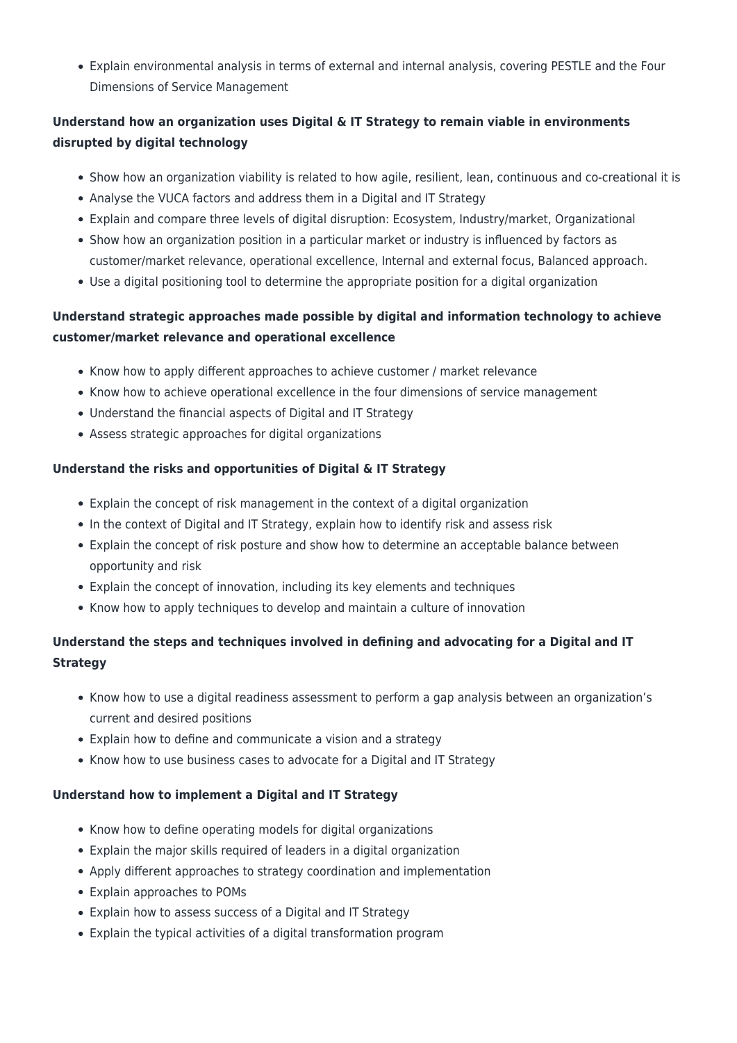- Explain environmental analysis in terms of external and internal analysis, covering PESTLE and the Four Dimensions of Service Management

**Understand how an organization uses Digital & IT Strategy to remain viable in environments disrupted by digital technology**

- Show how an organization viability is related to how agile, resilient, lean, continuous and co-creational it is
- Analyse the VUCA factors and address them in a Digital and IT Strategy
- Explain and compare three levels of digital disruption: Ecosystem, Industry/market, Organizational
- Show how an organization position in a particular market or industry is influenced by factors as customer/market relevance, operational excellence, Internal and external focus, Balanced approach.
- Use a digital positioning tool to determine the appropriate position for a digital organization

**Understand strategic approaches made possible by digital and information technology to achieve customer/market relevance and operational excellence**

- Know how to apply different approaches to achieve customer / market relevance
- Know how to achieve operational excellence in the four dimensions of service management
- Understand the financial aspects of Digital and IT Strategy
- Assess strategic approaches for digital organizations

**Understand the risks and opportunities of Digital & IT Strategy**

- Explain the concept of risk management in the context of a digital organization
- In the context of Digital and IT Strategy, explain how to identify risk and assess risk
- Explain the concept of risk posture and show how to determine an acceptable balance between opportunity and risk
- Explain the concept of innovation, including its key elements and techniques
- Know how to apply techniques to develop and maintain a culture of innovation

**Understand the steps and techniques involved in defining and advocating for a Digital and IT Strategy**

- Know how to use a digital readiness assessment to perform a gap analysis between an organization's current and desired positions
- Explain how to define and communicate a vision and a strategy
- Know how to use business cases to advocate for a Digital and IT Strategy

**Understand how to implement a Digital and IT Strategy**

- Know how to define operating models for digital organizations
- Explain the major skills required of leaders in a digital organization
- Apply different approaches to strategy coordination and implementation
- Explain approaches to POMs
- Explain how to assess success of a Digital and IT Strategy
- Explain the typical activities of a digital transformation program